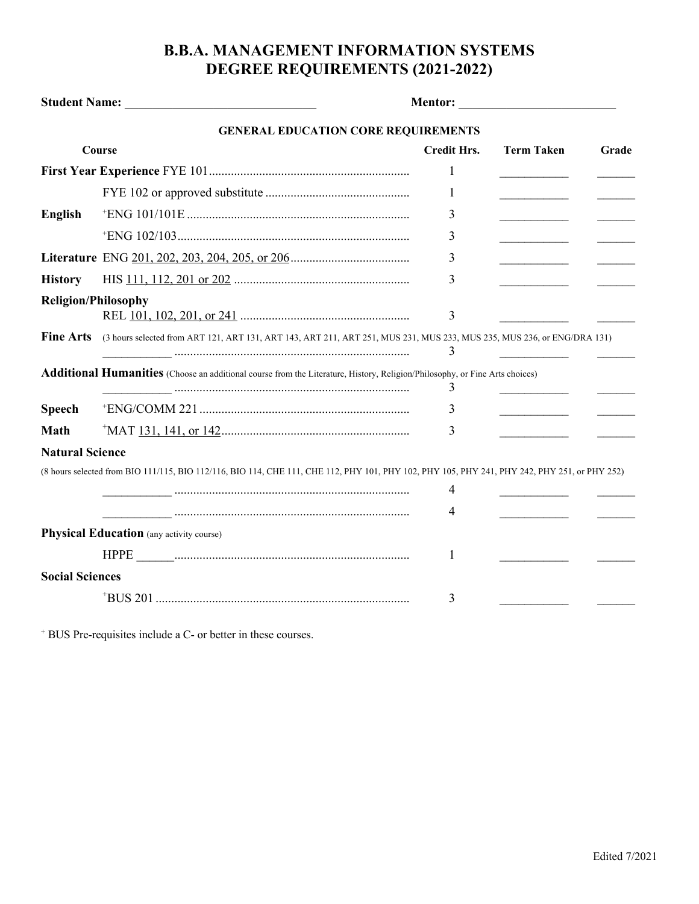# B.B.A. MANAGEMENT INFORMATION SYSTEMS
# DEGREE REQUIREMENTS (2021-2022)

**Student Name:** ______________________________ **Mentor:** _________________________

## GENERAL EDUCATION CORE REQUIREMENTS

| Course | | Credit Hrs. | Term Taken | Grade |
|---|---|---|---|---|
| **First Year Experience** | FYE 101 | 1 | ___________ | ______ |
| | FYE 102 or approved substitute | 1 | ___________ | ______ |
| **English** | +ENG 101/101E | 3 | ___________ | ______ |
| | +ENG 102/103 | 3 | ___________ | ______ |
| **Literature** | ENG 201, 202, 203, 204, 205, or 206 | 3 | ___________ | ______ |
| **History** | HIS 111, 112, 201 or 202 | 3 | ___________ | ______ |
| **Religion/Philosophy** | REL 101, 102, 201, or 241 | 3 | ___________ | ______ |
| **Fine Arts** (3 hours selected from ART 121, ART 131, ART 143, ART 211, ART 251, MUS 231, MUS 233, MUS 235, MUS 236, or ENG/DRA 131) | ___________ | 3 | ___________ | ______ |
| **Additional Humanities** (Choose an additional course from the Literature, History, Religion/Philosophy, or Fine Arts choices) | ___________ | 3 | ___________ | ______ |
| **Speech** | +ENG/COMM 221 | 3 | ___________ | ______ |
| **Math** | +MAT 131, 141, or 142 | 3 | ___________ | ______ |
| **Natural Science** (8 hours selected from BIO 111/115, BIO 112/116, BIO 114, CHE 111, CHE 112, PHY 101, PHY 102, PHY 105, PHY 241, PHY 242, PHY 251, or PHY 252) | ___________ | 4 | ___________ | ______ |
| | ___________ | 4 | ___________ | ______ |
| **Physical Education** (any activity course) | HPPE ______ | 1 | ___________ | ______ |
| **Social Sciences** | +BUS 201 | 3 | ___________ | ______ |

+ BUS Pre-requisites include a C- or better in these courses.

Edited 7/2021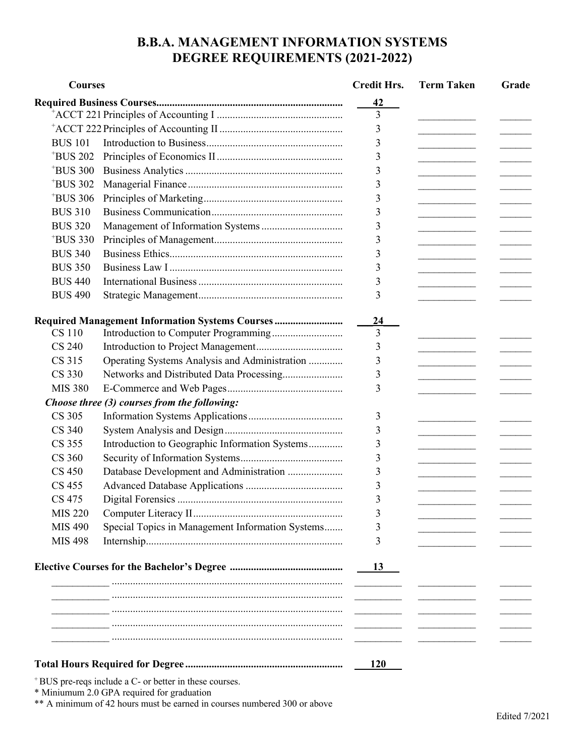# B.B.A. MANAGEMENT INFORMATION SYSTEMS DEGREE REQUIREMENTS (2021-2022)

| Courses | | Credit Hrs. | Term Taken | Grade |
|---|---|---|---|---|
| **Required Business Courses** | | **42** | | |
| +ACCT 221 | Principles of Accounting I | 3 | | |
| +ACCT 222 | Principles of Accounting II | 3 | | |
| BUS 101 | Introduction to Business | 3 | | |
| +BUS 202 | Principles of Economics II | 3 | | |
| +BUS 300 | Business Analytics | 3 | | |
| +BUS 302 | Managerial Finance | 3 | | |
| +BUS 306 | Principles of Marketing | 3 | | |
| BUS 310 | Business Communication | 3 | | |
| BUS 320 | Management of Information Systems | 3 | | |
| +BUS 330 | Principles of Management | 3 | | |
| BUS 340 | Business Ethics | 3 | | |
| BUS 350 | Business Law I | 3 | | |
| BUS 440 | International Business | 3 | | |
| BUS 490 | Strategic Management | 3 | | |
| **Required Management Information Systems Courses** | | **24** | | |
| CS 110 | Introduction to Computer Programming | 3 | | |
| CS 240 | Introduction to Project Management | 3 | | |
| CS 315 | Operating Systems Analysis and Administration | 3 | | |
| CS 330 | Networks and Distributed Data Processing | 3 | | |
| MIS 380 | E-Commerce and Web Pages | 3 | | |
| ***Choose three (3) courses from the following:*** | | | | |
| CS 305 | Information Systems Applications | 3 | | |
| CS 340 | System Analysis and Design | 3 | | |
| CS 355 | Introduction to Geographic Information Systems | 3 | | |
| CS 360 | Security of Information Systems | 3 | | |
| CS 450 | Database Development and Administration | 3 | | |
| CS 455 | Advanced Database Applications | 3 | | |
| CS 475 | Digital Forensics | 3 | | |
| MIS 220 | Computer Literacy II | 3 | | |
| MIS 490 | Special Topics in Management Information Systems | 3 | | |
| MIS 498 | Internship | 3 | | |
| **Elective Courses for the Bachelor's Degree** | | **13** | | |
| | | | | |
| | | | | |
| | | | | |
| | | | | |
| | | | | |
| **Total Hours Required for Degree** | | **120** | | |

+ BUS pre-reqs include a C- or better in these courses.

* Miniumum 2.0 GPA required for graduation

** A minimum of 42 hours must be earned in courses numbered 300 or above

Edited 7/2021